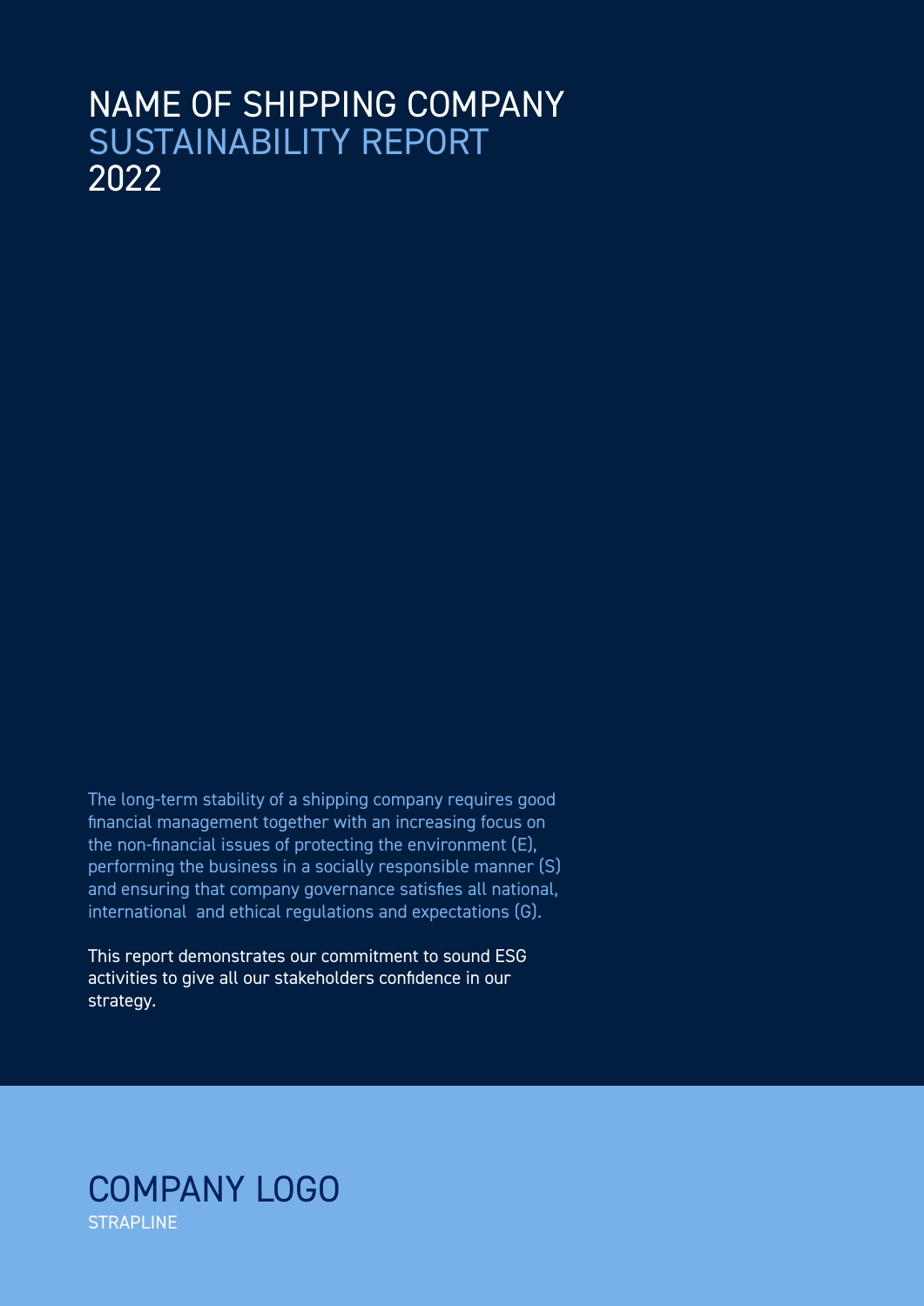# NAME OF SHIPPING COMPANY
## SUSTAINABILITY REPORT
## 2022

The long-term stability of a shipping company requires good financial management together with an increasing focus on the non-financial issues of protecting the environment (E), performing the business in a socially responsible manner (S) and ensuring that company governance satisfies all national, international and ethical regulations and expectations (G).

This report demonstrates our commitment to sound ESG activities to give all our stakeholders confidence in our strategy.

COMPANY LOGO

STRAPLINE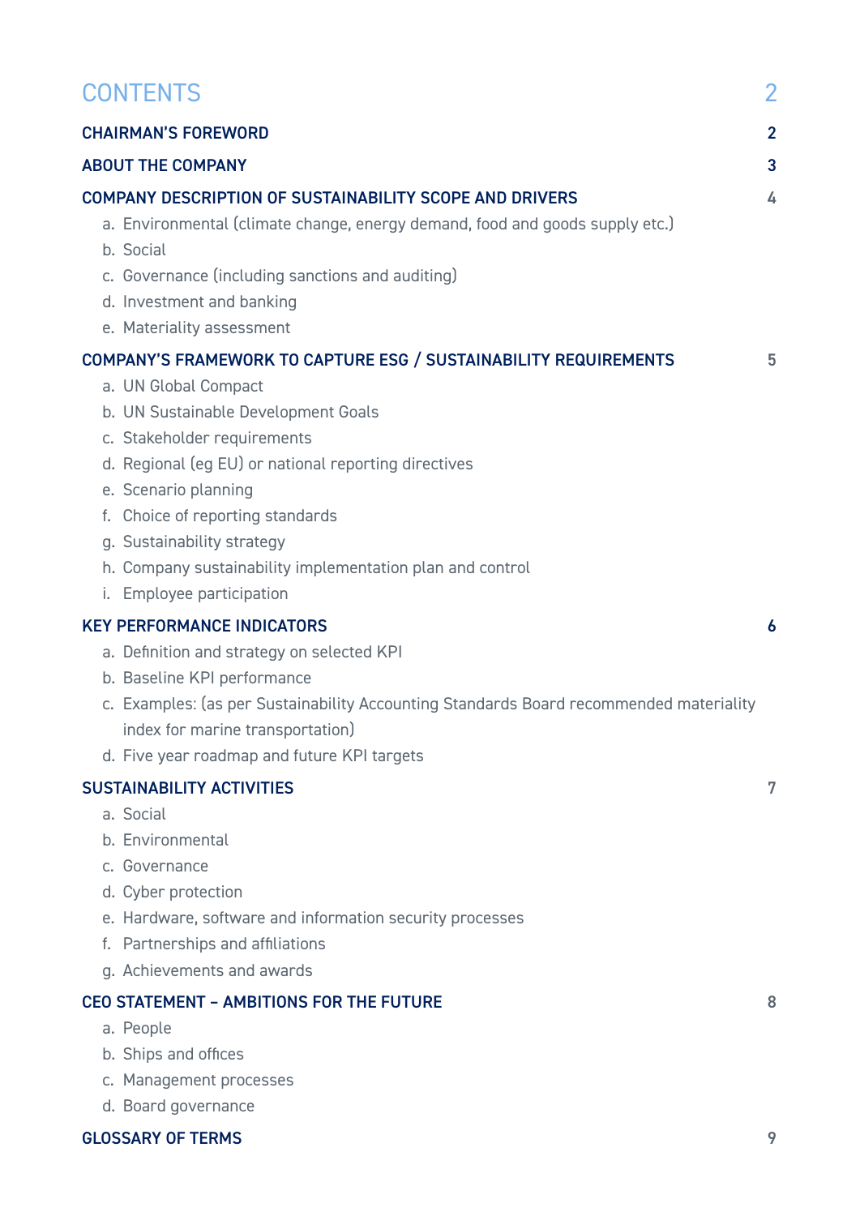# CONTENTS 2

**CHAIRMAN'S FOREWORD** 2

**ABOUT THE COMPANY** 3

**COMPANY DESCRIPTION OF SUSTAINABILITY SCOPE AND DRIVERS** 4

a. Environmental (climate change, energy demand, food and goods supply etc.)
b. Social
c. Governance (including sanctions and auditing)
d. Investment and banking
e. Materiality assessment

**COMPANY'S FRAMEWORK TO CAPTURE ESG / SUSTAINABILITY REQUIREMENTS** 5

a. UN Global Compact
b. UN Sustainable Development Goals
c. Stakeholder requirements
d. Regional (eg EU) or national reporting directives
e. Scenario planning
f. Choice of reporting standards
g. Sustainability strategy
h. Company sustainability implementation plan and control
i. Employee participation

**KEY PERFORMANCE INDICATORS** 6

a. Definition and strategy on selected KPI
b. Baseline KPI performance
c. Examples: (as per Sustainability Accounting Standards Board recommended materiality index for marine transportation)
d. Five year roadmap and future KPI targets

**SUSTAINABILITY ACTIVITIES** 7

a. Social
b. Environmental
c. Governance
d. Cyber protection
e. Hardware, software and information security processes
f. Partnerships and affiliations
g. Achievements and awards

**CEO STATEMENT – AMBITIONS FOR THE FUTURE** 8

a. People
b. Ships and offices
c. Management processes
d. Board governance

**GLOSSARY OF TERMS** 9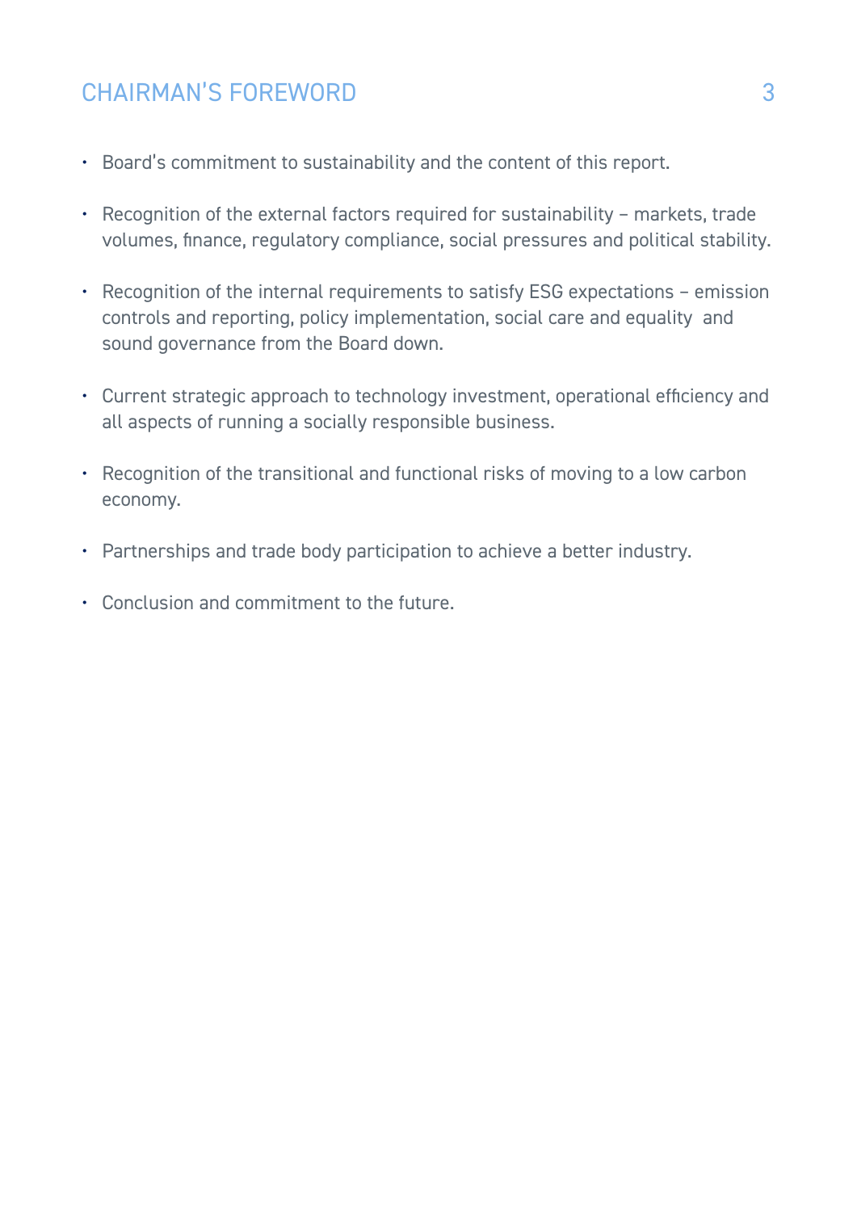## CHAIRMAN'S FOREWORD

- Board's commitment to sustainability and the content of this report.
- Recognition of the external factors required for sustainability – markets, trade volumes, finance, regulatory compliance, social pressures and political stability.
- Recognition of the internal requirements to satisfy ESG expectations – emission controls and reporting, policy implementation, social care and equality and sound governance from the Board down.
- Current strategic approach to technology investment, operational efficiency and all aspects of running a socially responsible business.
- Recognition of the transitional and functional risks of moving to a low carbon economy.
- Partnerships and trade body participation to achieve a better industry.
- Conclusion and commitment to the future.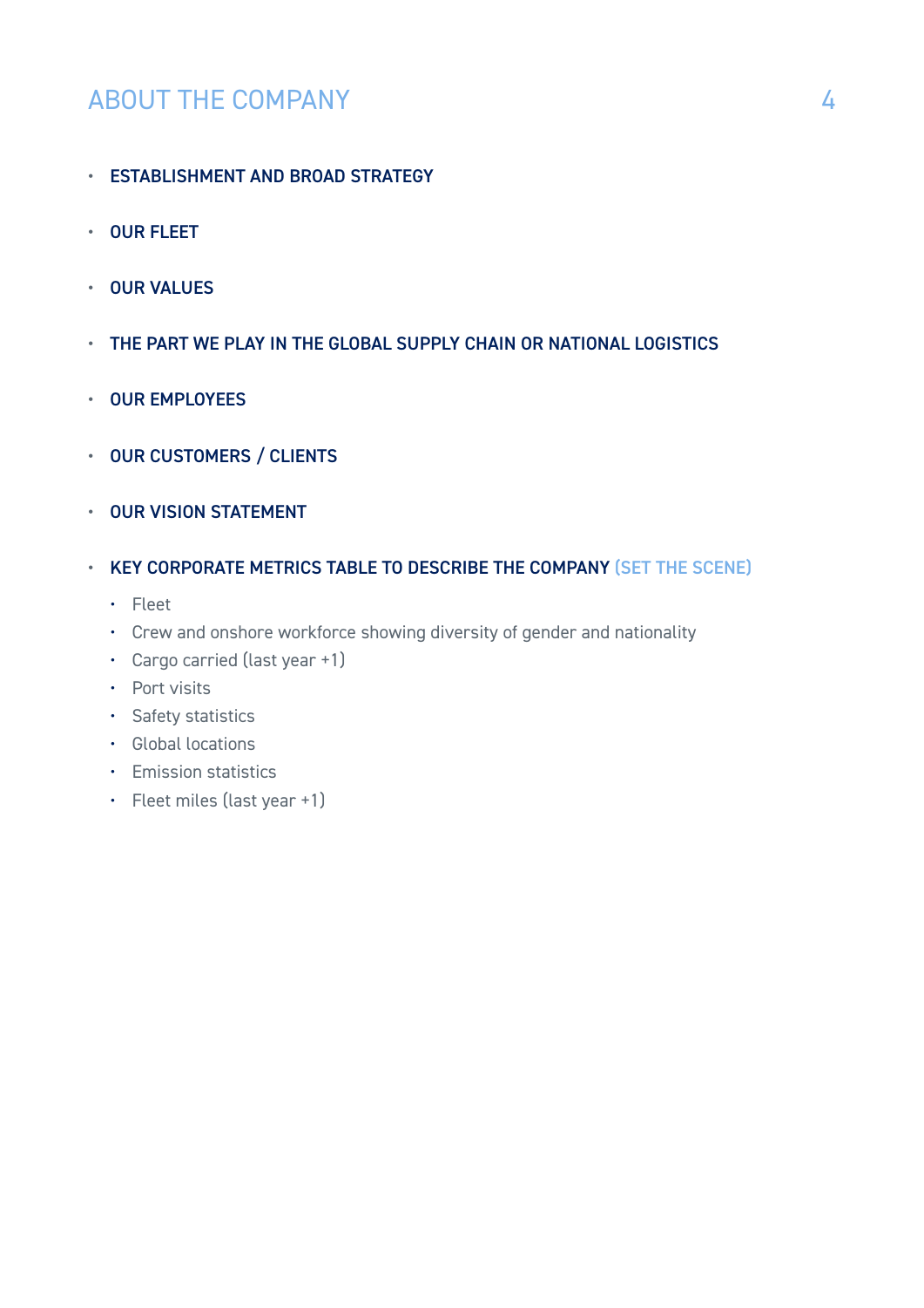# ABOUT THE COMPANY

- **ESTABLISHMENT AND BROAD STRATEGY**
- **OUR FLEET**
- **OUR VALUES**
- **THE PART WE PLAY IN THE GLOBAL SUPPLY CHAIN OR NATIONAL LOGISTICS**
- **OUR EMPLOYEES**
- **OUR CUSTOMERS / CLIENTS**
- **OUR VISION STATEMENT**
- **KEY CORPORATE METRICS TABLE TO DESCRIBE THE COMPANY** (SET THE SCENE)
    - Fleet
    - Crew and onshore workforce showing diversity of gender and nationality
    - Cargo carried (last year +1)
    - Port visits
    - Safety statistics
    - Global locations
    - Emission statistics
    - Fleet miles (last year +1)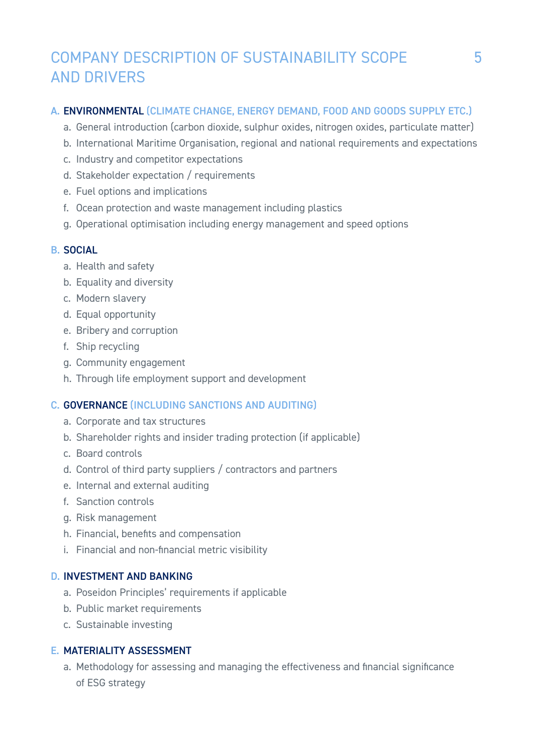# COMPANY DESCRIPTION OF SUSTAINABILITY SCOPE AND DRIVERS

## A. ENVIRONMENTAL (CLIMATE CHANGE, ENERGY DEMAND, FOOD AND GOODS SUPPLY ETC.)

a. General introduction (carbon dioxide, sulphur oxides, nitrogen oxides, particulate matter)
b. International Maritime Organisation, regional and national requirements and expectations
c. Industry and competitor expectations
d. Stakeholder expectation / requirements
e. Fuel options and implications
f. Ocean protection and waste management including plastics
g. Operational optimisation including energy management and speed options

## B. SOCIAL

a. Health and safety
b. Equality and diversity
c. Modern slavery
d. Equal opportunity
e. Bribery and corruption
f. Ship recycling
g. Community engagement
h. Through life employment support and development

## C. GOVERNANCE (INCLUDING SANCTIONS AND AUDITING)

a. Corporate and tax structures
b. Shareholder rights and insider trading protection (if applicable)
c. Board controls
d. Control of third party suppliers / contractors and partners
e. Internal and external auditing
f. Sanction controls
g. Risk management
h. Financial, benefits and compensation
i. Financial and non-financial metric visibility

## D. INVESTMENT AND BANKING

a. Poseidon Principles' requirements if applicable
b. Public market requirements
c. Sustainable investing

## E. MATERIALITY ASSESSMENT

a. Methodology for assessing and managing the effectiveness and financial significance of ESG strategy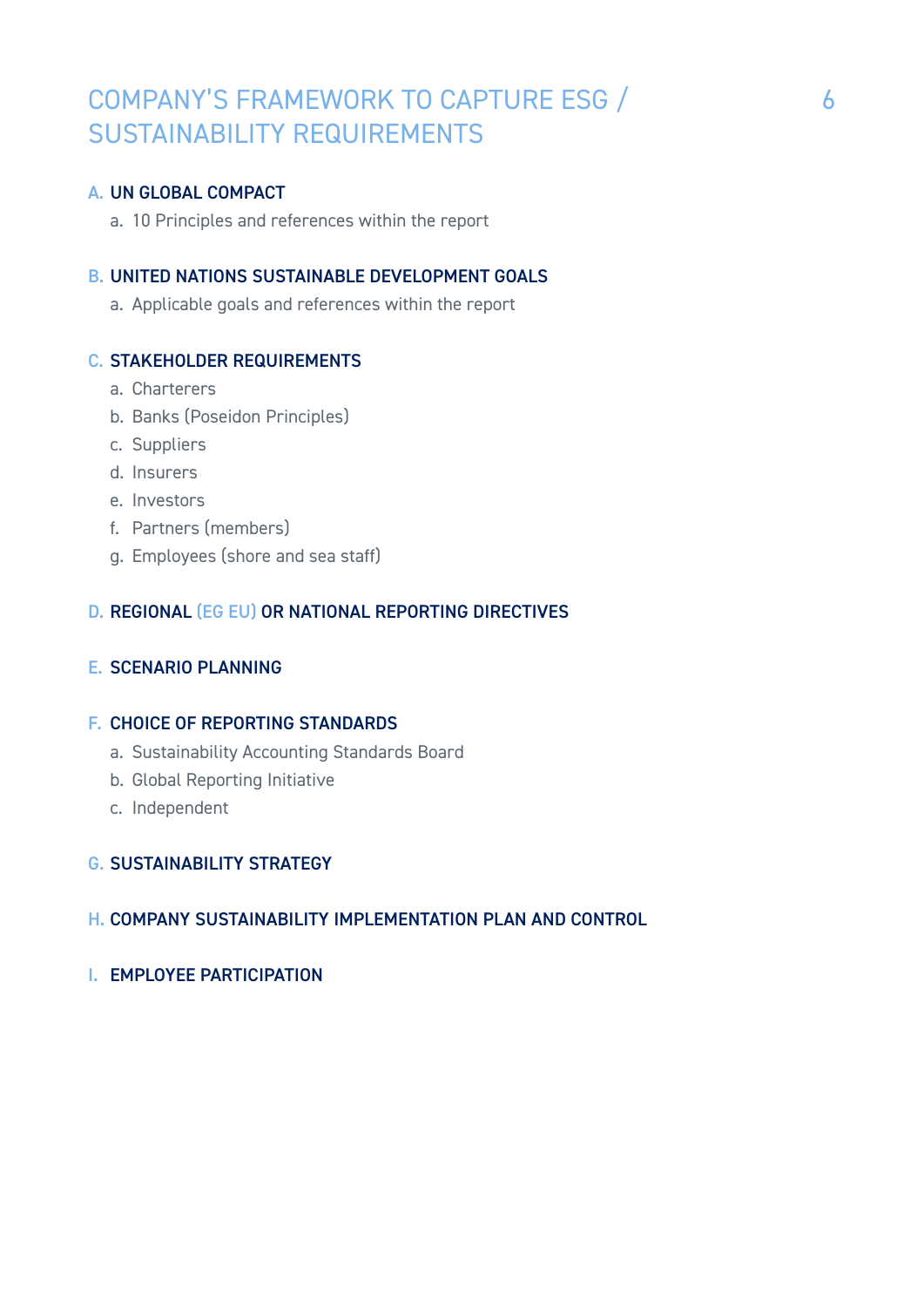# COMPANY'S FRAMEWORK TO CAPTURE ESG / SUSTAINABILITY REQUIREMENTS

## A. UN GLOBAL COMPACT

a. 10 Principles and references within the report

## B. UNITED NATIONS SUSTAINABLE DEVELOPMENT GOALS

a. Applicable goals and references within the report

## C. STAKEHOLDER REQUIREMENTS

a. Charterers
b. Banks (Poseidon Principles)
c. Suppliers
d. Insurers
e. Investors
f. Partners (members)
g. Employees (shore and sea staff)

## D. REGIONAL (EG EU) OR NATIONAL REPORTING DIRECTIVES

## E. SCENARIO PLANNING

## F. CHOICE OF REPORTING STANDARDS

a. Sustainability Accounting Standards Board
b. Global Reporting Initiative
c. Independent

## G. SUSTAINABILITY STRATEGY

## H. COMPANY SUSTAINABILITY IMPLEMENTATION PLAN AND CONTROL

## I. EMPLOYEE PARTICIPATION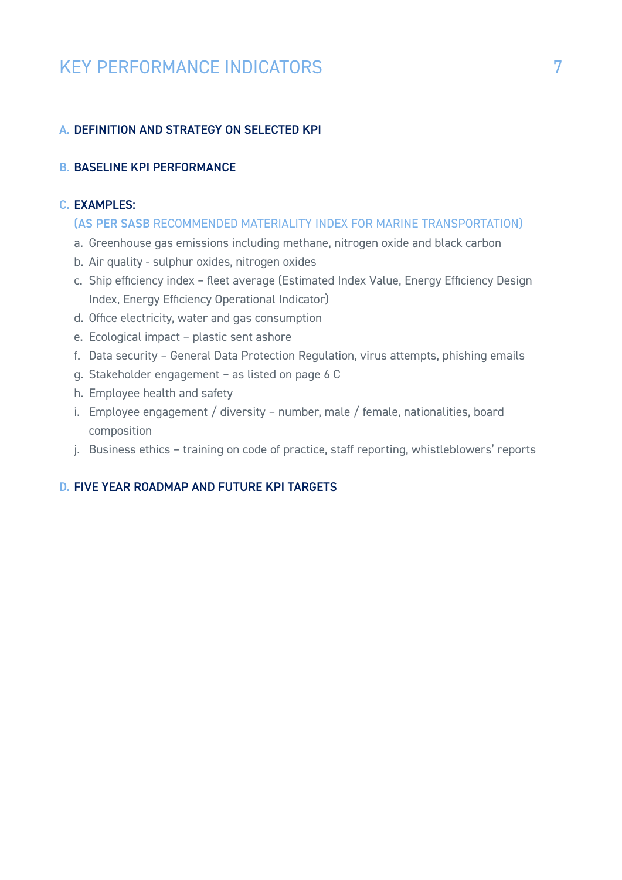# KEY PERFORMANCE INDICATORS

## A. DEFINITION AND STRATEGY ON SELECTED KPI

## B. BASELINE KPI PERFORMANCE

## C. EXAMPLES:

(AS PER SASB RECOMMENDED MATERIALITY INDEX FOR MARINE TRANSPORTATION)

a. Greenhouse gas emissions including methane, nitrogen oxide and black carbon
b. Air quality - sulphur oxides, nitrogen oxides
c. Ship efficiency index – fleet average (Estimated Index Value, Energy Efficiency Design Index, Energy Efficiency Operational Indicator)
d. Office electricity, water and gas consumption
e. Ecological impact – plastic sent ashore
f. Data security – General Data Protection Regulation, virus attempts, phishing emails
g. Stakeholder engagement – as listed on page 6 C
h. Employee health and safety
i. Employee engagement / diversity – number, male / female, nationalities, board composition
j. Business ethics – training on code of practice, staff reporting, whistleblowers' reports

## D. FIVE YEAR ROADMAP AND FUTURE KPI TARGETS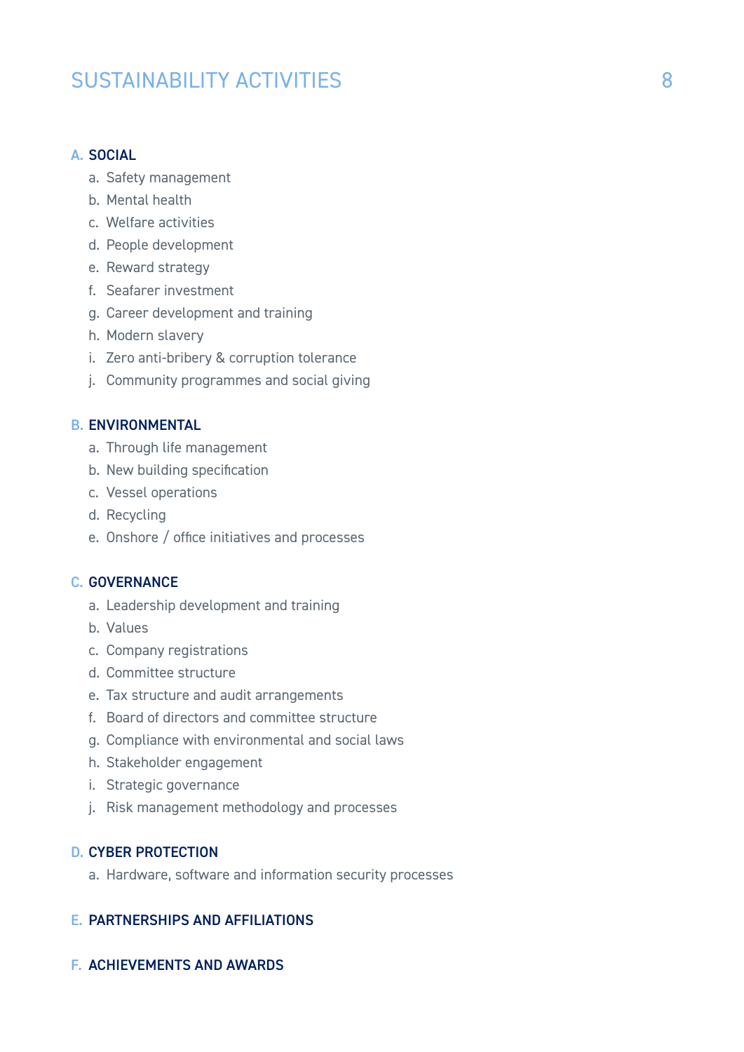# SUSTAINABILITY ACTIVITIES

## A. SOCIAL

a. Safety management
b. Mental health
c. Welfare activities
d. People development
e. Reward strategy
f. Seafarer investment
g. Career development and training
h. Modern slavery
i. Zero anti-bribery & corruption tolerance
j. Community programmes and social giving

## B. ENVIRONMENTAL

a. Through life management
b. New building specification
c. Vessel operations
d. Recycling
e. Onshore / office initiatives and processes

## C. GOVERNANCE

a. Leadership development and training
b. Values
c. Company registrations
d. Committee structure
e. Tax structure and audit arrangements
f. Board of directors and committee structure
g. Compliance with environmental and social laws
h. Stakeholder engagement
i. Strategic governance
j. Risk management methodology and processes

## D. CYBER PROTECTION

a. Hardware, software and information security processes

## E. PARTNERSHIPS AND AFFILIATIONS

## F. ACHIEVEMENTS AND AWARDS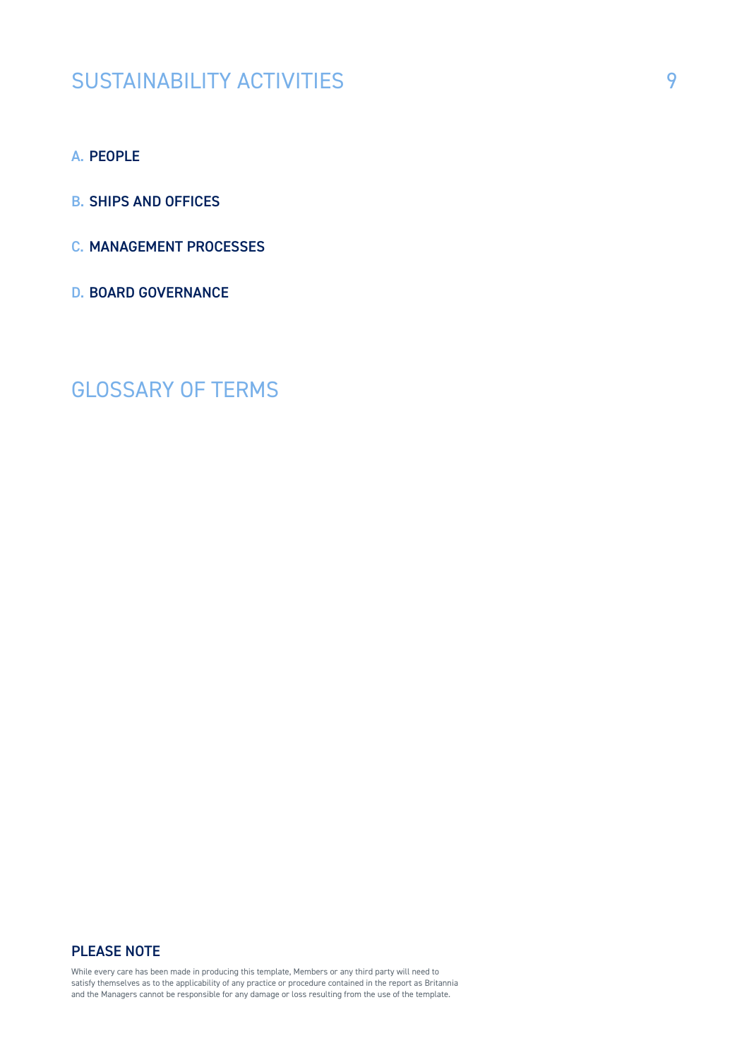# SUSTAINABILITY ACTIVITIES

**A. PEOPLE**

**B. SHIPS AND OFFICES**

**C. MANAGEMENT PROCESSES**

**D. BOARD GOVERNANCE**

# GLOSSARY OF TERMS

## PLEASE NOTE

While every care has been made in producing this template, Members or any third party will need to satisfy themselves as to the applicability of any practice or procedure contained in the report as Britannia and the Managers cannot be responsible for any damage or loss resulting from the use of the template.